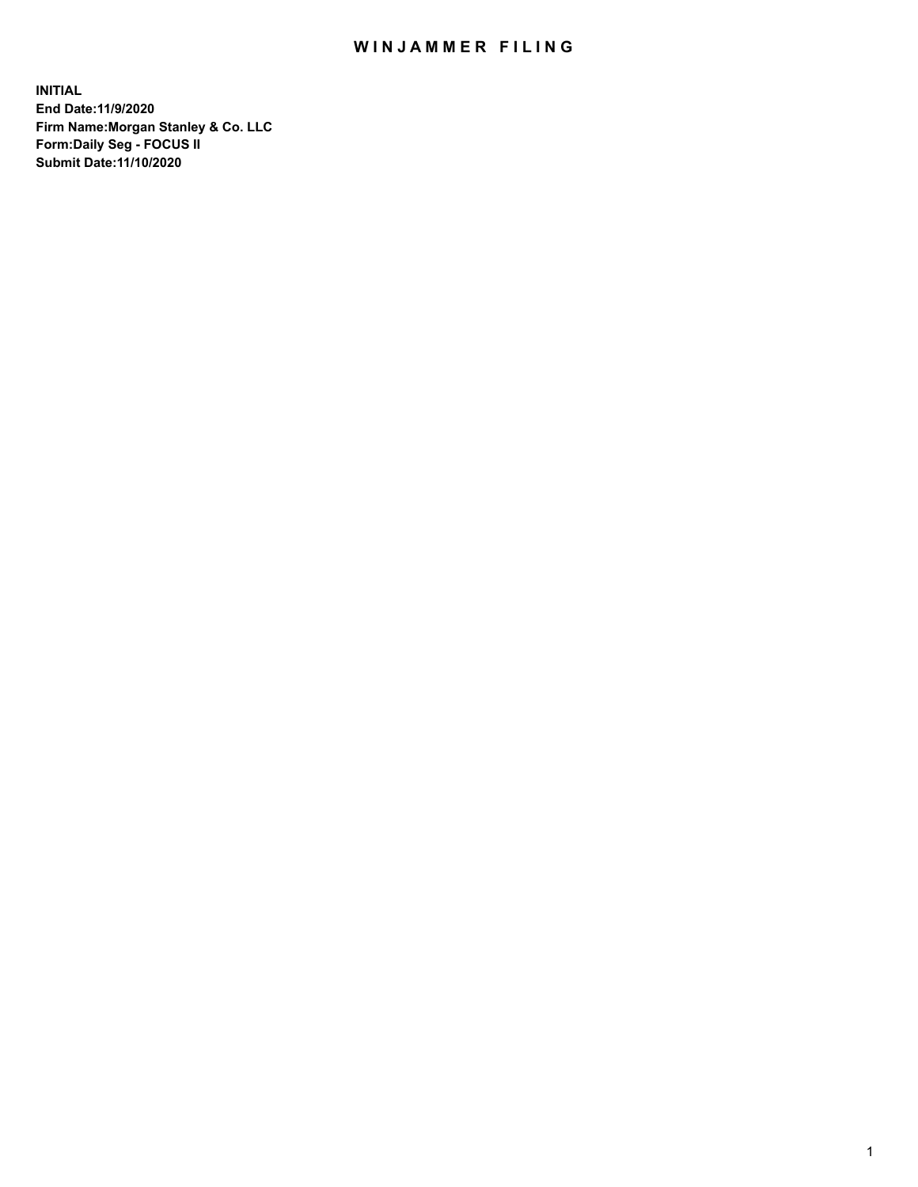# WINJAMMER FILING

**INITIAL**
**End Date:11/9/2020**
**Firm Name:Morgan Stanley & Co. LLC**
**Form:Daily Seg - FOCUS II**
**Submit Date:11/10/2020**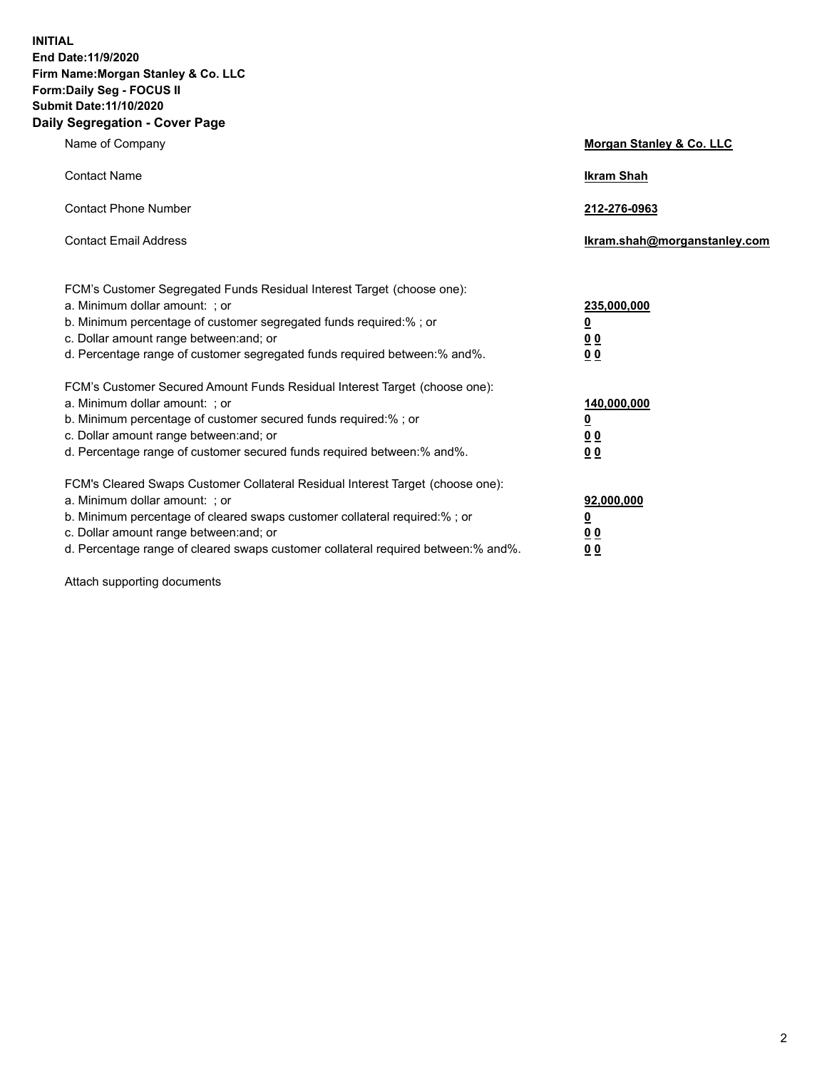**INITIAL**
**End Date:11/9/2020**
**Firm Name:Morgan Stanley & Co. LLC**
**Form:Daily Seg - FOCUS II**
**Submit Date:11/10/2020**

## Daily Segregation - Cover Page

| | |
|---|---|
| Name of Company | **Morgan Stanley & Co. LLC** |
| Contact Name | **Ikram Shah** |
| Contact Phone Number | **212-276-0963** |
| Contact Email Address | **Ikram.shah@morganstanley.com** |

| | |
|---|---|
| FCM's Customer Segregated Funds Residual Interest Target (choose one): | |
| a. Minimum dollar amount: ; or | **235,000,000** |
| b. Minimum percentage of customer segregated funds required:% ; or | **0** |
| c. Dollar amount range between:and; or | **0 0** |
| d. Percentage range of customer segregated funds required between:% and%. | **0 0** |
| FCM's Customer Secured Amount Funds Residual Interest Target (choose one): | |
| a. Minimum dollar amount: ; or | **140,000,000** |
| b. Minimum percentage of customer secured funds required:% ; or | **0** |
| c. Dollar amount range between:and; or | **0 0** |
| d. Percentage range of customer secured funds required between:% and%. | **0 0** |
| FCM's Cleared Swaps Customer Collateral Residual Interest Target (choose one): | |
| a. Minimum dollar amount: ; or | **92,000,000** |
| b. Minimum percentage of cleared swaps customer collateral required:% ; or | **0** |
| c. Dollar amount range between:and; or | **0 0** |
| d. Percentage range of cleared swaps customer collateral required between:% and%. | **0 0** |

Attach supporting documents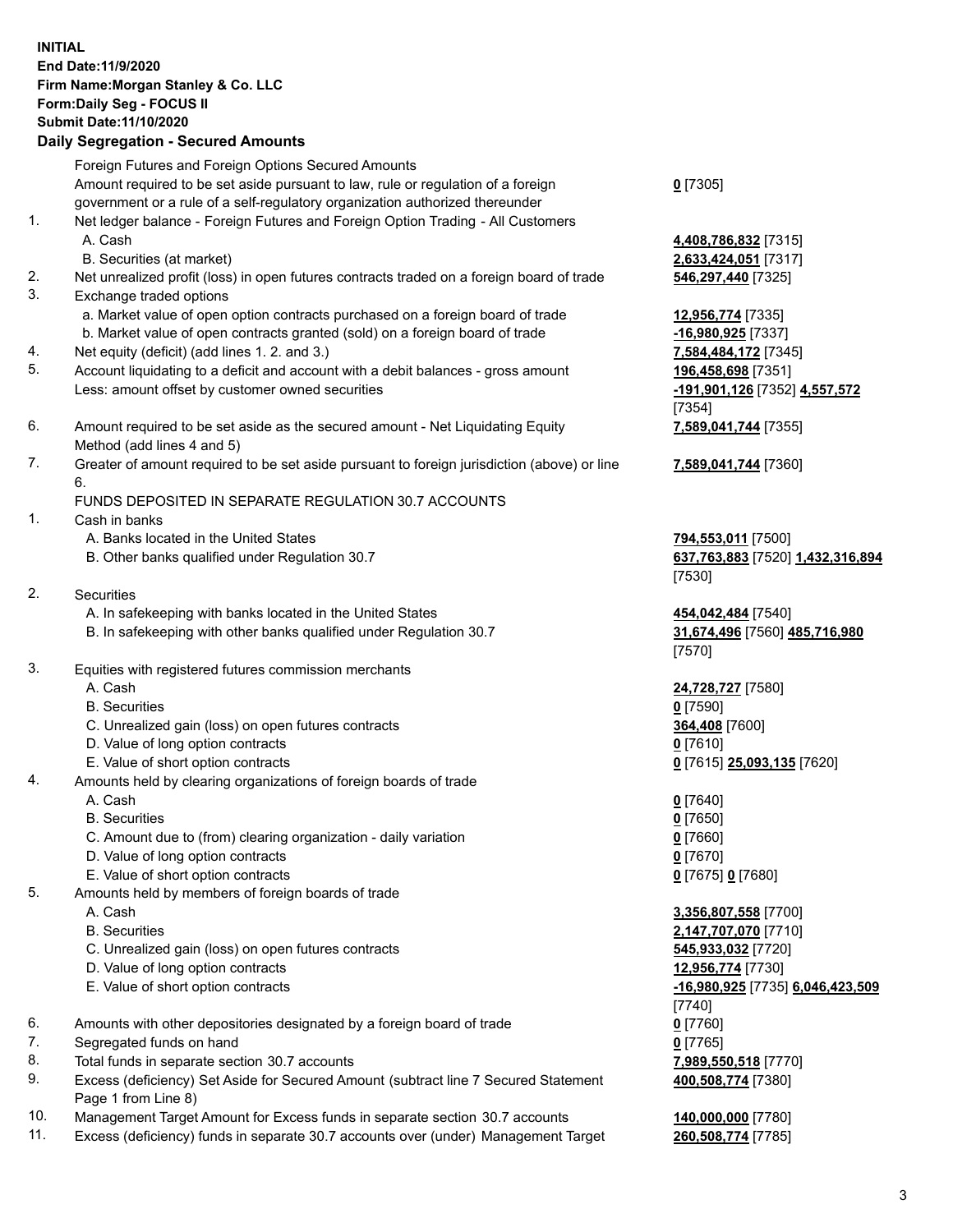**INITIAL**
**End Date:11/9/2020**
**Firm Name:Morgan Stanley & Co. LLC**
**Form:Daily Seg - FOCUS II**
**Submit Date:11/10/2020**

## Daily Segregation - Secured Amounts

| | | |
|---|---|---|
| | Foreign Futures and Foreign Options Secured Amounts | |
| | Amount required to be set aside pursuant to law, rule or regulation of a foreign government or a rule of a self-regulatory organization authorized thereunder | **0** [7305] |
| 1. | Net ledger balance - Foreign Futures and Foreign Option Trading - All Customers | |
| | A. Cash | **4,408,786,832** [7315] |
| | B. Securities (at market) | **2,633,424,051** [7317] |
| 2. | Net unrealized profit (loss) in open futures contracts traded on a foreign board of trade | **546,297,440** [7325] |
| 3. | Exchange traded options | |
| | a. Market value of open option contracts purchased on a foreign board of trade | **12,956,774** [7335] |
| | b. Market value of open contracts granted (sold) on a foreign board of trade | **-16,980,925** [7337] |
| 4. | Net equity (deficit) (add lines 1. 2. and 3.) | **7,584,484,172** [7345] |
| 5. | Account liquidating to a deficit and account with a debit balances - gross amount | **196,458,698** [7351] |
| | Less: amount offset by customer owned securities | **-191,901,126** [7352] **4,557,572** [7354] |
| 6. | Amount required to be set aside as the secured amount - Net Liquidating Equity Method (add lines 4 and 5) | **7,589,041,744** [7355] |
| 7. | Greater of amount required to be set aside pursuant to foreign jurisdiction (above) or line 6. | **7,589,041,744** [7360] |
| | FUNDS DEPOSITED IN SEPARATE REGULATION 30.7 ACCOUNTS | |
| 1. | Cash in banks | |
| | A. Banks located in the United States | **794,553,011** [7500] |
| | B. Other banks qualified under Regulation 30.7 | **637,763,883** [7520] **1,432,316,894** [7530] |
| 2. | Securities | |
| | A. In safekeeping with banks located in the United States | **454,042,484** [7540] |
| | B. In safekeeping with other banks qualified under Regulation 30.7 | **31,674,496** [7560] **485,716,980** [7570] |
| 3. | Equities with registered futures commission merchants | |
| | A. Cash | **24,728,727** [7580] |
| | B. Securities | **0** [7590] |
| | C. Unrealized gain (loss) on open futures contracts | **364,408** [7600] |
| | D. Value of long option contracts | **0** [7610] |
| | E. Value of short option contracts | **0** [7615] **25,093,135** [7620] |
| 4. | Amounts held by clearing organizations of foreign boards of trade | |
| | A. Cash | **0** [7640] |
| | B. Securities | **0** [7650] |
| | C. Amount due to (from) clearing organization - daily variation | **0** [7660] |
| | D. Value of long option contracts | **0** [7670] |
| | E. Value of short option contracts | **0** [7675] **0** [7680] |
| 5. | Amounts held by members of foreign boards of trade | |
| | A. Cash | **3,356,807,558** [7700] |
| | B. Securities | **2,147,707,070** [7710] |
| | C. Unrealized gain (loss) on open futures contracts | **545,933,032** [7720] |
| | D. Value of long option contracts | **12,956,774** [7730] |
| | E. Value of short option contracts | **-16,980,925** [7735] **6,046,423,509** [7740] |
| 6. | Amounts with other depositories designated by a foreign board of trade | **0** [7760] |
| 7. | Segregated funds on hand | **0** [7765] |
| 8. | Total funds in separate section 30.7 accounts | **7,989,550,518** [7770] |
| 9. | Excess (deficiency) Set Aside for Secured Amount (subtract line 7 Secured Statement Page 1 from Line 8) | **400,508,774** [7380] |
| 10. | Management Target Amount for Excess funds in separate section 30.7 accounts | **140,000,000** [7780] |
| 11. | Excess (deficiency) funds in separate 30.7 accounts over (under) Management Target | **260,508,774** [7785] |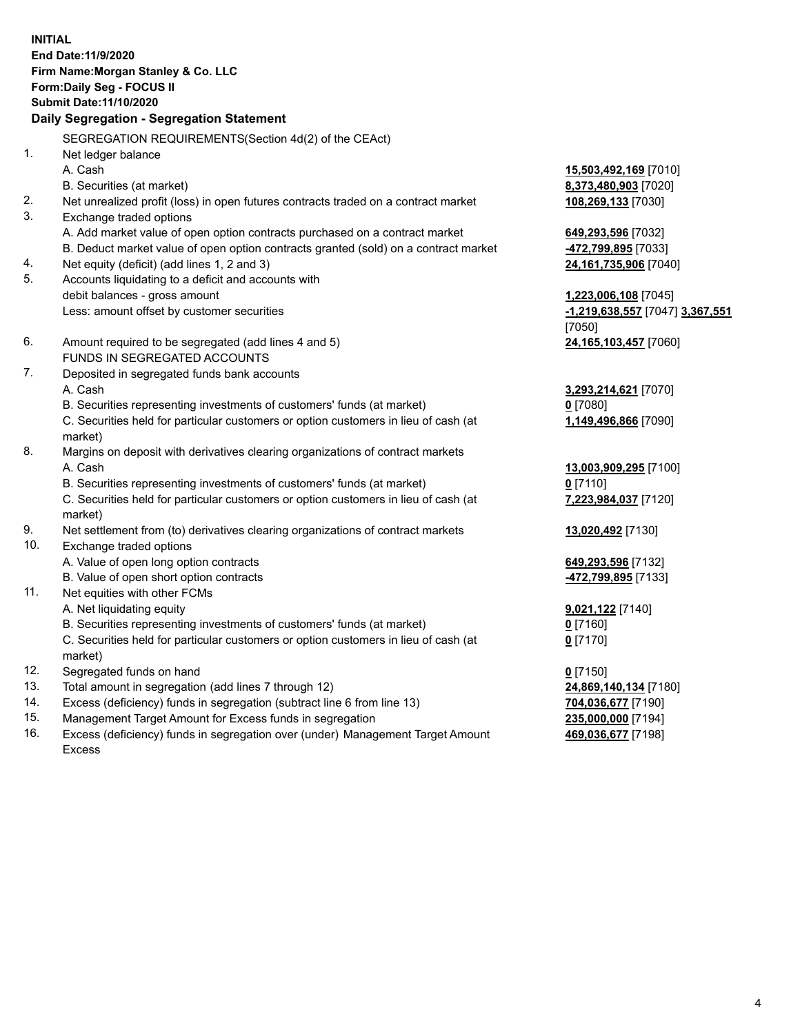**INITIAL**
**End Date:11/9/2020**
**Firm Name:Morgan Stanley & Co. LLC**
**Form:Daily Seg - FOCUS II**
**Submit Date:11/10/2020**

**Daily Segregation - Segregation Statement**

SEGREGATION REQUIREMENTS(Section 4d(2) of the CEAct)

| | | |
|---|---|---|
| 1. | Net ledger balance | |
| | A. Cash | **15,503,492,169** [7010] |
| | B. Securities (at market) | **8,373,480,903** [7020] |
| 2. | Net unrealized profit (loss) in open futures contracts traded on a contract market | **108,269,133** [7030] |
| 3. | Exchange traded options | |
| | A. Add market value of open option contracts purchased on a contract market | **649,293,596** [7032] |
| | B. Deduct market value of open option contracts granted (sold) on a contract market | **-472,799,895** [7033] |
| 4. | Net equity (deficit) (add lines 1, 2 and 3) | **24,161,735,906** [7040] |
| 5. | Accounts liquidating to a deficit and accounts with debit balances - gross amount | **1,223,006,108** [7045] |
| | Less: amount offset by customer securities | **-1,219,638,557** [7047] **3,367,551** [7050] |
| 6. | Amount required to be segregated (add lines 4 and 5) | **24,165,103,457** [7060] |
| | FUNDS IN SEGREGATED ACCOUNTS | |
| 7. | Deposited in segregated funds bank accounts | |
| | A. Cash | **3,293,214,621** [7070] |
| | B. Securities representing investments of customers' funds (at market) | **0** [7080] |
| | C. Securities held for particular customers or option customers in lieu of cash (at market) | **1,149,496,866** [7090] |
| 8. | Margins on deposit with derivatives clearing organizations of contract markets | |
| | A. Cash | **13,003,909,295** [7100] |
| | B. Securities representing investments of customers' funds (at market) | **0** [7110] |
| | C. Securities held for particular customers or option customers in lieu of cash (at market) | **7,223,984,037** [7120] |
| 9. | Net settlement from (to) derivatives clearing organizations of contract markets | **13,020,492** [7130] |
| 10. | Exchange traded options | |
| | A. Value of open long option contracts | **649,293,596** [7132] |
| | B. Value of open short option contracts | **-472,799,895** [7133] |
| 11. | Net equities with other FCMs | |
| | A. Net liquidating equity | **9,021,122** [7140] |
| | B. Securities representing investments of customers' funds (at market) | **0** [7160] |
| | C. Securities held for particular customers or option customers in lieu of cash (at market) | **0** [7170] |
| 12. | Segregated funds on hand | **0** [7150] |
| 13. | Total amount in segregation (add lines 7 through 12) | **24,869,140,134** [7180] |
| 14. | Excess (deficiency) funds in segregation (subtract line 6 from line 13) | **704,036,677** [7190] |
| 15. | Management Target Amount for Excess funds in segregation | **235,000,000** [7194] |
| 16. | Excess (deficiency) funds in segregation over (under) Management Target Amount Excess | **469,036,677** [7198] |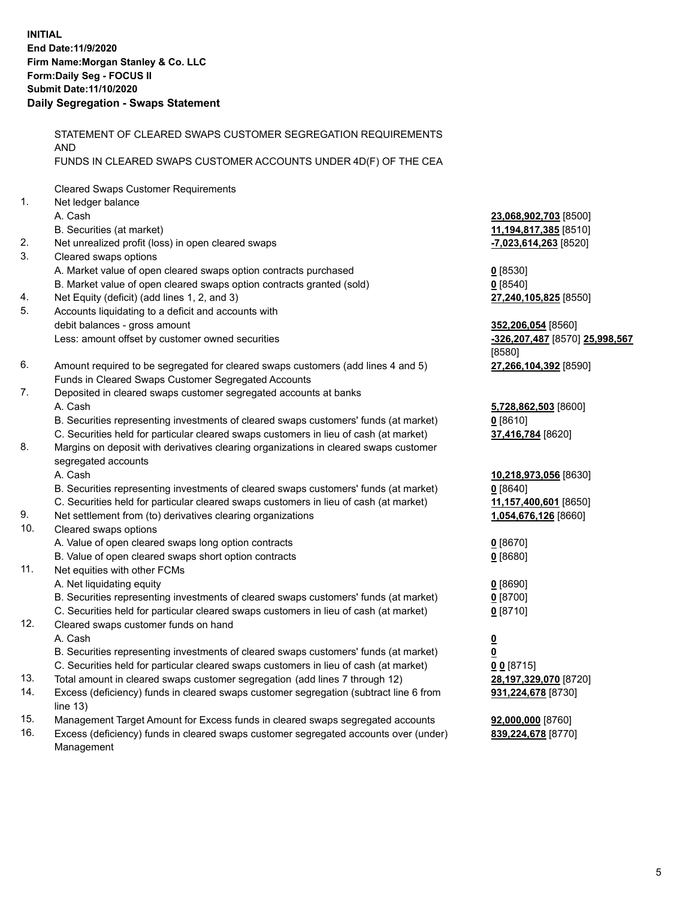**INITIAL**
**End Date:11/9/2020**
**Firm Name:Morgan Stanley & Co. LLC**
**Form:Daily Seg - FOCUS II**
**Submit Date:11/10/2020**
**Daily Segregation - Swaps Statement**

STATEMENT OF CLEARED SWAPS CUSTOMER SEGREGATION REQUIREMENTS AND FUNDS IN CLEARED SWAPS CUSTOMER ACCOUNTS UNDER 4D(F) OF THE CEA

| | | |
|---|---|---|
| | Cleared Swaps Customer Requirements | |
| 1. | Net ledger balance | |
| | A. Cash | **23,068,902,703** [8500] |
| | B. Securities (at market) | **11,194,817,385** [8510] |
| 2. | Net unrealized profit (loss) in open cleared swaps | **-7,023,614,263** [8520] |
| 3. | Cleared swaps options | |
| | A. Market value of open cleared swaps option contracts purchased | **0** [8530] |
| | B. Market value of open cleared swaps option contracts granted (sold) | **0** [8540] |
| 4. | Net Equity (deficit) (add lines 1, 2, and 3) | **27,240,105,825** [8550] |
| 5. | Accounts liquidating to a deficit and accounts with debit balances - gross amount | **352,206,054** [8560] |
| | Less: amount offset by customer owned securities | **-326,207,487** [8570] **25,998,567** [8580] |
| 6. | Amount required to be segregated for cleared swaps customers (add lines 4 and 5) | **27,266,104,392** [8590] |
| | Funds in Cleared Swaps Customer Segregated Accounts | |
| 7. | Deposited in cleared swaps customer segregated accounts at banks | |
| | A. Cash | **5,728,862,503** [8600] |
| | B. Securities representing investments of cleared swaps customers' funds (at market) | **0** [8610] |
| | C. Securities held for particular cleared swaps customers in lieu of cash (at market) | **37,416,784** [8620] |
| 8. | Margins on deposit with derivatives clearing organizations in cleared swaps customer segregated accounts | |
| | A. Cash | **10,218,973,056** [8630] |
| | B. Securities representing investments of cleared swaps customers' funds (at market) | **0** [8640] |
| | C. Securities held for particular cleared swaps customers in lieu of cash (at market) | **11,157,400,601** [8650] |
| 9. | Net settlement from (to) derivatives clearing organizations | **1,054,676,126** [8660] |
| 10. | Cleared swaps options | |
| | A. Value of open cleared swaps long option contracts | **0** [8670] |
| | B. Value of open cleared swaps short option contracts | **0** [8680] |
| 11. | Net equities with other FCMs | |
| | A. Net liquidating equity | **0** [8690] |
| | B. Securities representing investments of cleared swaps customers' funds (at market) | **0** [8700] |
| | C. Securities held for particular cleared swaps customers in lieu of cash (at market) | **0** [8710] |
| 12. | Cleared swaps customer funds on hand | |
| | A. Cash | **0** |
| | B. Securities representing investments of cleared swaps customers' funds (at market) | **0** |
| | C. Securities held for particular cleared swaps customers in lieu of cash (at market) | **0** **0** [8715] |
| 13. | Total amount in cleared swaps customer segregation (add lines 7 through 12) | **28,197,329,070** [8720] |
| 14. | Excess (deficiency) funds in cleared swaps customer segregation (subtract line 6 from line 13) | **931,224,678** [8730] |
| 15. | Management Target Amount for Excess funds in cleared swaps segregated accounts | **92,000,000** [8760] |
| 16. | Excess (deficiency) funds in cleared swaps customer segregated accounts over (under) Management | **839,224,678** [8770] |